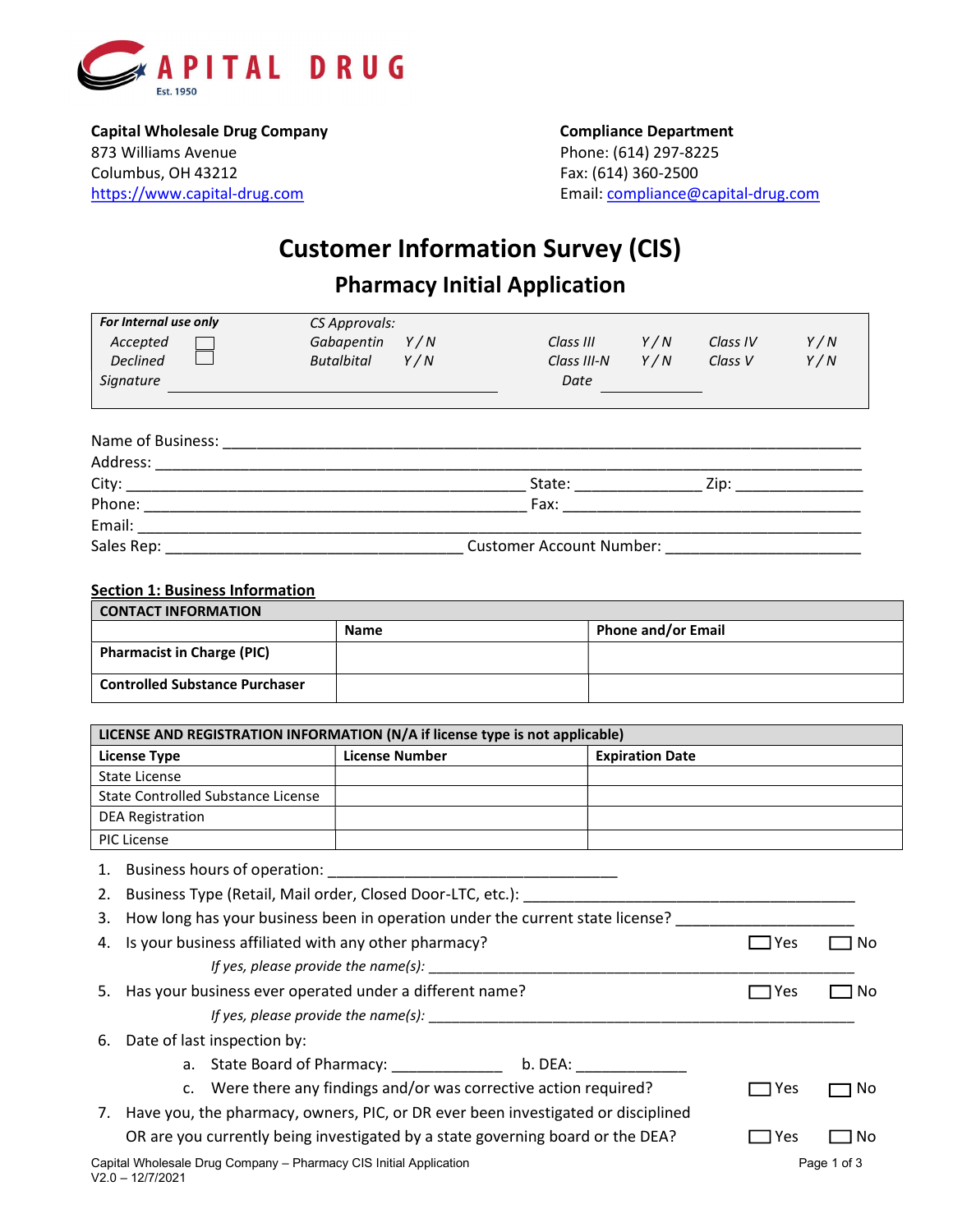CAPITAL DRUG
Est. 1950

**Capital Wholesale Drug Company**
873 Williams Avenue
Columbus, OH 43212
https://www.capital-drug.com

**Compliance Department**
Phone: (614) 297-8225
Fax: (614) 360-2500
Email: compliance@capital-drug.com

# Customer Information Survey (CIS)

## Pharmacy Initial Application

| ***For Internal use only*** | *CS Approvals:* | | | | | |
|---|---|---|---|---|---|---|
| *Accepted* ☐ | *Gabapentin* | *Y / N* | *Class III* | *Y / N* | *Class IV* | *Y / N* |
| *Declined* ☐ | *Butalbital* | *Y / N* | *Class III-N* | *Y / N* | *Class V* | *Y / N* |
| *Signature* ______________________________ | | | *Date* __________ | | | |

Name of Business: ______________________________________________________________

Address: ______________________________________________________________

City: ____________________________________ State: ____________ Zip: ____________

Phone: ____________________________________ Fax: ____________________________

Email: ______________________________________________________________

Sales Rep: ____________________________ Customer Account Number: __________________

**Section 1: Business Information**

| **CONTACT INFORMATION** | | |
|---|---|---|
| | **Name** | **Phone and/or Email** |
| **Pharmacist in Charge (PIC)** | | |
| **Controlled Substance Purchaser** | | |

| **LICENSE AND REGISTRATION INFORMATION (N/A if license type is not applicable)** | | |
|---|---|---|
| **License Type** | **License Number** | **Expiration Date** |
| State License | | |
| State Controlled Substance License | | |
| DEA Registration | | |
| PIC License | | |

1. Business hours of operation: ____________________________
2. Business Type (Retail, Mail order, Closed Door-LTC, etc.): ____________________________
3. How long has your business been in operation under the current state license? __________________
4. Is your business affiliated with any other pharmacy? ☐ Yes ☐ No
   *If yes, please provide the name(s):* ____________________________________________
5. Has your business ever operated under a different name? ☐ Yes ☐ No
   *If yes, please provide the name(s):* ____________________________________________
6. Date of last inspection by:
   a. State Board of Pharmacy: ____________ b. DEA: ____________
   c. Were there any findings and/or was corrective action required? ☐ Yes ☐ No
7. Have you, the pharmacy, owners, PIC, or DR ever been investigated or disciplined OR are you currently being investigated by a state governing board or the DEA? ☐ Yes ☐ No

Capital Wholesale Drug Company – Pharmacy CIS Initial Application
V2.0 – 12/7/2021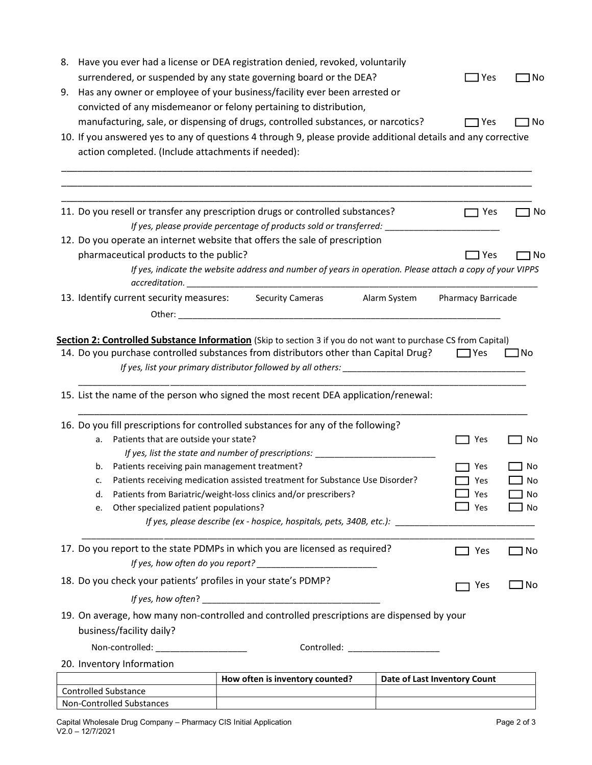8. Have you ever had a license or DEA registration denied, revoked, voluntarily surrendered, or suspended by any state governing board or the DEA? ☐ Yes ☐ No
9. Has any owner or employee of your business/facility ever been arrested or convicted of any misdemeanor or felony pertaining to distribution, manufacturing, sale, or dispensing of drugs, controlled substances, or narcotics? ☐ Yes ☐ No
10. If you answered yes to any of questions 4 through 9, please provide additional details and any corrective action completed. (Include attachments if needed):

_______________________________________________________________________________________

_______________________________________________________________________________________

_______________________________________________________________________________________

11. Do you resell or transfer any prescription drugs or controlled substances? ☐ Yes ☐ No

    *If yes, please provide percentage of products sold or transferred:* ______________________

12. Do you operate an internet website that offers the sale of prescription pharmaceutical products to the public? ☐ Yes ☐ No

    *If yes, indicate the website address and number of years in operation. Please attach a copy of your VIPPS accreditation.* ______________________________________________________________________

13. Identify current security measures: Security Cameras Alarm System Pharmacy Barricade

    Other: ______________________________________________________________________

**Section 2: Controlled Substance Information** (Skip to section 3 if you do not want to purchase CS from Capital)

14. Do you purchase controlled substances from distributors other than Capital Drug? ☐ Yes ☐ No

    *If yes, list your primary distributor followed by all others:* ____________________________________

    _______________________________________________________________________________________

15. List the name of the person who signed the most recent DEA application/renewal:

    _______________________________________________________________________________________

16. Do you fill prescriptions for controlled substances for any of the following?
    a. Patients that are outside your state? ☐ Yes ☐ No

       *If yes, list the state and number of prescriptions:* ________________________

    b. Patients receiving pain management treatment? ☐ Yes ☐ No
    c. Patients receiving medication assisted treatment for Substance Use Disorder? ☐ Yes ☐ No
    d. Patients from Bariatric/weight-loss clinics and/or prescribers? ☐ Yes ☐ No
    e. Other specialized patient populations? ☐ Yes ☐ No

       *If yes, please describe (ex - hospice, hospitals, pets, 340B, etc.):* ___________________________

    _______________________________________________________________________________________

17. Do you report to the state PDMPs in which you are licensed as required? ☐ Yes ☐ No

    *If yes, how often do you report?* ________________________

18. Do you check your patients' profiles in your state's PDMP? ☐ Yes ☐ No

    *If yes, how often?* ___________________________________

19. On average, how many non-controlled and controlled prescriptions are dispensed by your business/facility daily?

    Non-controlled: __________________ Controlled: __________________

20. Inventory Information

| | How often is inventory counted? | Date of Last Inventory Count |
|---|---|---|
| Controlled Substance | | |
| Non-Controlled Substances | | |

Capital Wholesale Drug Company – Pharmacy CIS Initial Application
V2.0 – 12/7/2021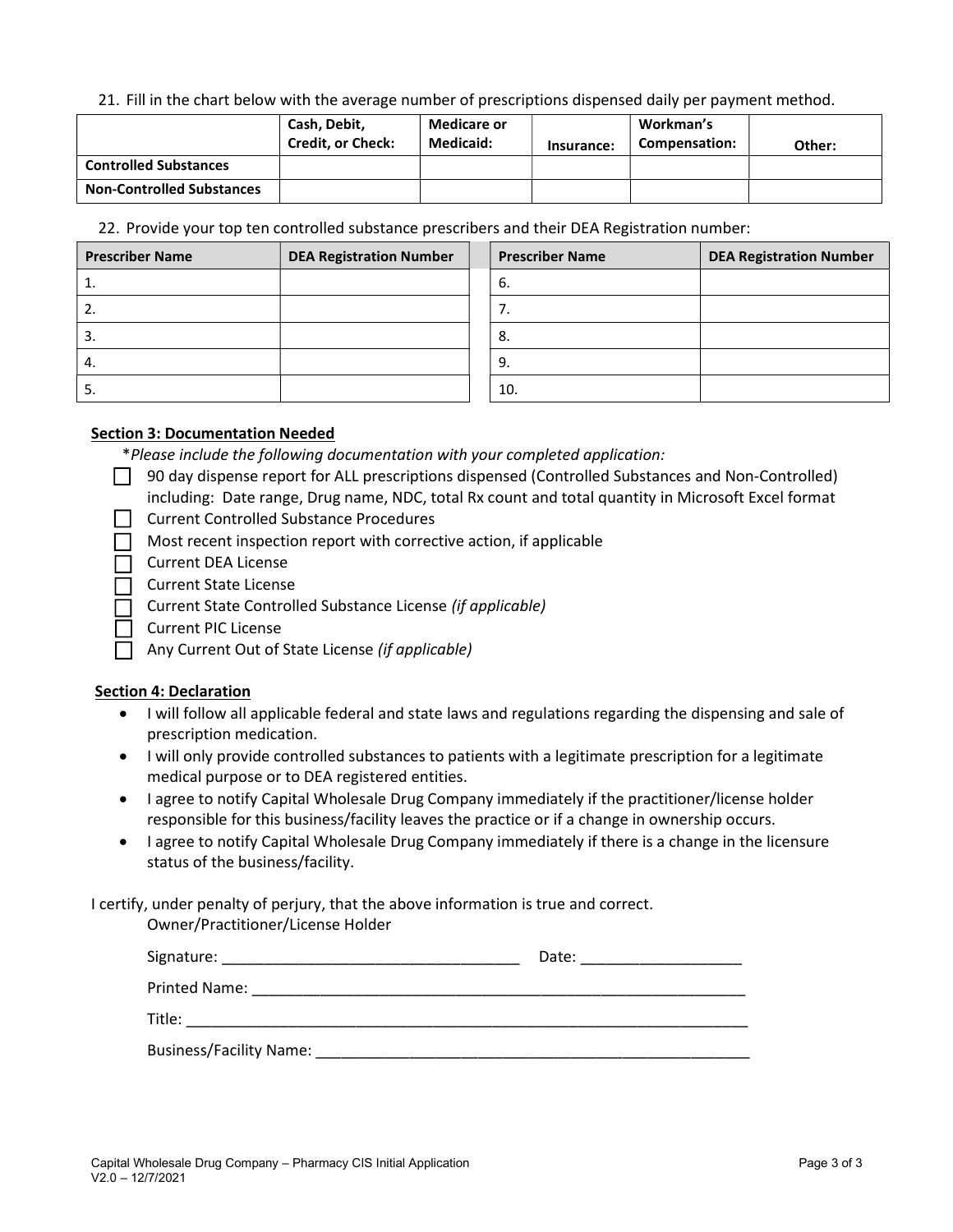21. Fill in the chart below with the average number of prescriptions dispensed daily per payment method.

| | Cash, Debit, Credit, or Check: | Medicare or Medicaid: | Insurance: | Workman's Compensation: | Other: |
|---|---|---|---|---|---|
| **Controlled Substances** | | | | | |
| **Non-Controlled Substances** | | | | | |

22. Provide your top ten controlled substance prescribers and their DEA Registration number:

| Prescriber Name | DEA Registration Number |
|---|---|
| 1. | |
| 2. | |
| 3. | |
| 4. | |
| 5. | |
| 6. | |
| 7. | |
| 8. | |
| 9. | |
| 10. | |

**Section 3: Documentation Needed**

**\****Please include the following documentation with your completed application:*

- ☐ 90 day dispense report for ALL prescriptions dispensed (Controlled Substances and Non-Controlled) including: Date range, Drug name, NDC, total Rx count and total quantity in Microsoft Excel format
- ☐ Current Controlled Substance Procedures
- ☐ Most recent inspection report with corrective action, if applicable
- ☐ Current DEA License
- ☐ Current State License
- ☐ Current State Controlled Substance License *(if applicable)*
- ☐ Current PIC License
- ☐ Any Current Out of State License *(if applicable)*

**Section 4: Declaration**

- I will follow all applicable federal and state laws and regulations regarding the dispensing and sale of prescription medication.
- I will only provide controlled substances to patients with a legitimate prescription for a legitimate medical purpose or to DEA registered entities.
- I agree to notify Capital Wholesale Drug Company immediately if the practitioner/license holder responsible for this business/facility leaves the practice or if a change in ownership occurs.
- I agree to notify Capital Wholesale Drug Company immediately if there is a change in the licensure status of the business/facility.

I certify, under penalty of perjury, that the above information is true and correct.

Owner/Practitioner/License Holder

Signature: ___________________________________ Date: ___________________

Printed Name: ___________________________________________________________

Title: _____________________________________________________________________

Business/Facility Name: ____________________________________________________

Capital Wholesale Drug Company – Pharmacy CIS Initial Application
V2.0 – 12/7/2021